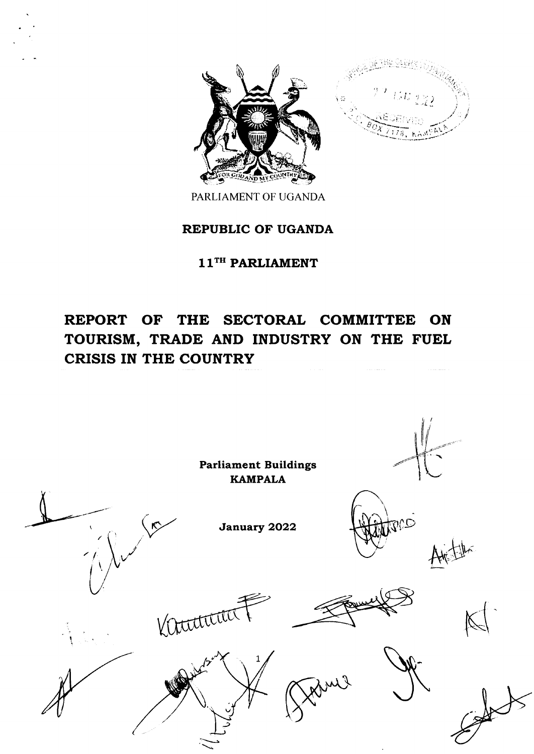PARLIAMENT OF UGANDA

**REPUBLIC OF UGANDA**

**11[TH] PARLIAMENT**

# REPORT OF THE SECTORAL COMMITTEE ON TOURISM, TRADE AND INDUSTRY ON THE FUEL CRISIS IN THE COUNTRY

**Parliament Buildings**
**KAMPALA**

**January 2022**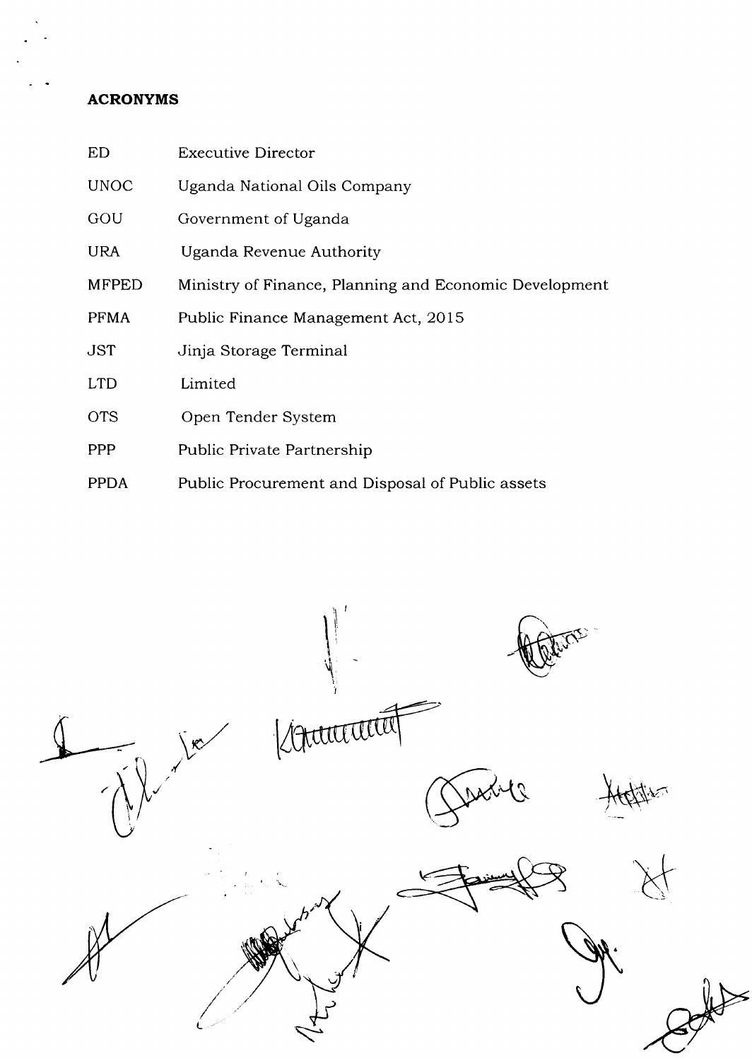**ACRONYMS**

| | |
|---|---|
| ED | Executive Director |
| UNOC | Uganda National Oils Company |
| GOU | Government of Uganda |
| URA | Uganda Revenue Authority |
| MFPED | Ministry of Finance, Planning and Economic Development |
| PFMA | Public Finance Management Act, 2015 |
| JST | Jinja Storage Terminal |
| LTD | Limited |
| OTS | Open Tender System |
| PPP | Public Private Partnership |
| PPDA | Public Procurement and Disposal of Public assets |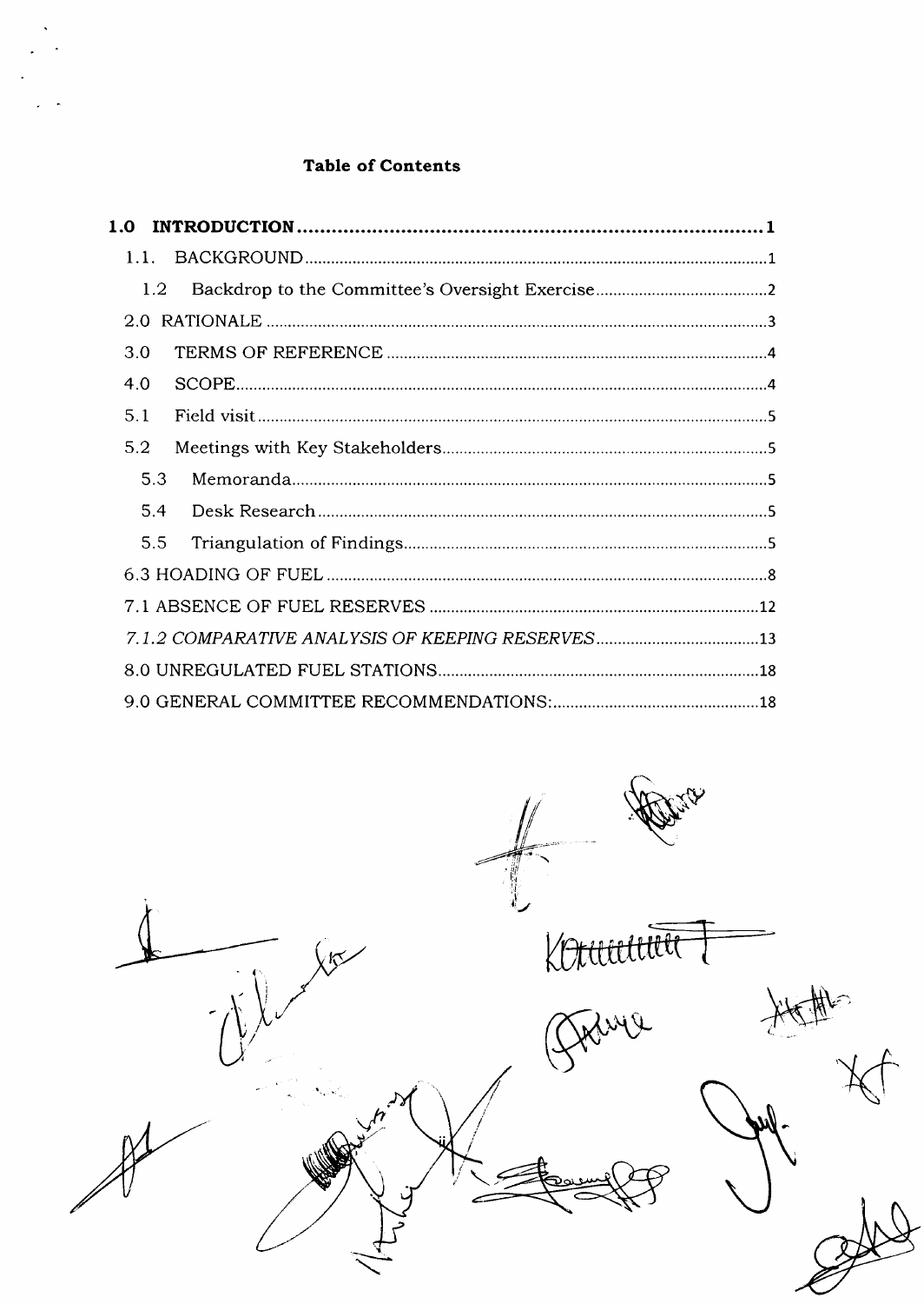**Table of Contents**

| | |
|---|---|
| **1.0 INTRODUCTION** | **1** |
| 1.1. BACKGROUND | 1 |
| 1.2 Backdrop to the Committee's Oversight Exercise | 2 |
| 2.0 RATIONALE | 3 |
| 3.0 TERMS OF REFERENCE | 4 |
| 4.0 SCOPE | 4 |
| 5.1 Field visit | 5 |
| 5.2 Meetings with Key Stakeholders | 5 |
| 5.3 Memoranda | 5 |
| 5.4 Desk Research | 5 |
| 5.5 Triangulation of Findings | 5 |
| 6.3 HOADING OF FUEL | 8 |
| 7.1 ABSENCE OF FUEL RESERVES | 12 |
| *7.1.2 COMPARATIVE ANALYSIS OF KEEPING RESERVES* | 13 |
| 8.0 UNREGULATED FUEL STATIONS | 18 |
| 9.0 GENERAL COMMITTEE RECOMMENDATIONS: | 18 |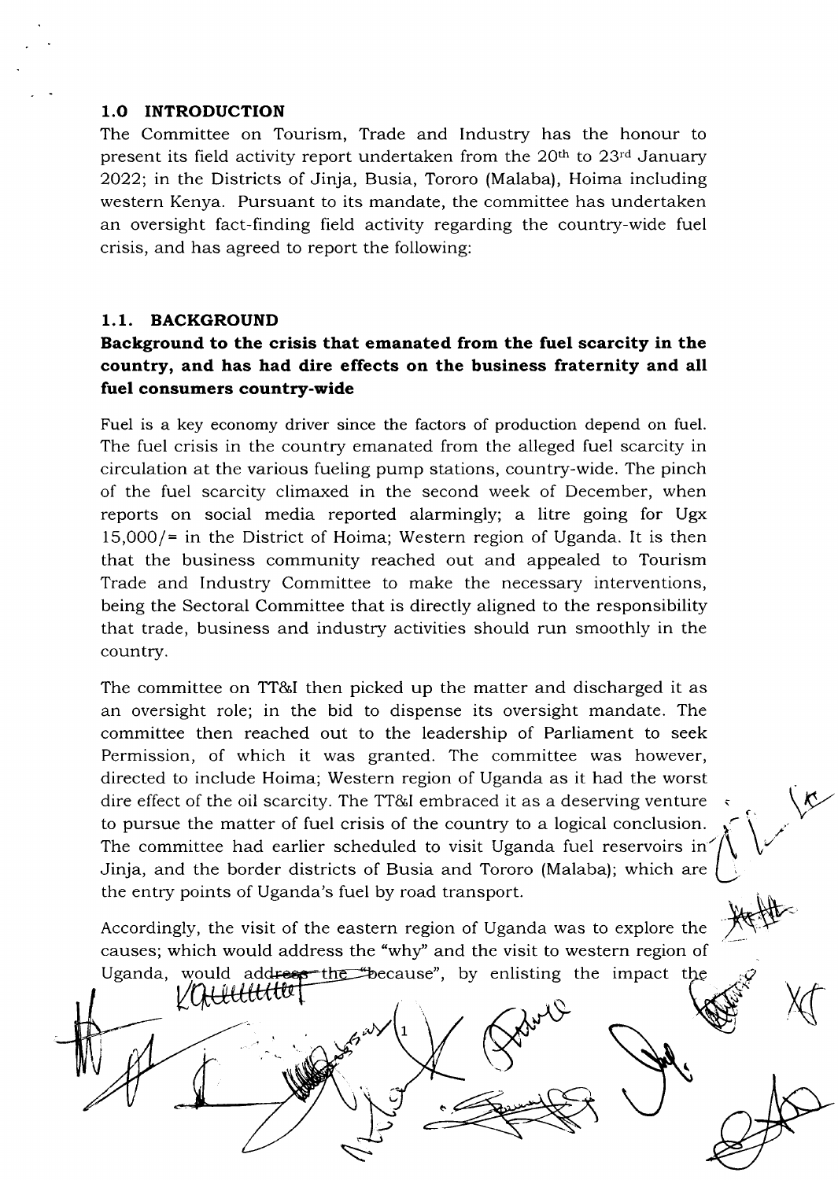## 1.0 INTRODUCTION

The Committee on Tourism, Trade and Industry has the honour to present its field activity report undertaken from the 20th to 23rd January 2022; in the Districts of Jinja, Busia, Tororo (Malaba), Hoima including western Kenya. Pursuant to its mandate, the committee has undertaken an oversight fact-finding field activity regarding the country-wide fuel crisis, and has agreed to report the following:

### 1.1. BACKGROUND

**Background to the crisis that emanated from the fuel scarcity in the country, and has had dire effects on the business fraternity and all fuel consumers country-wide**

Fuel is a key economy driver since the factors of production depend on fuel. The fuel crisis in the country emanated from the alleged fuel scarcity in circulation at the various fueling pump stations, country-wide. The pinch of the fuel scarcity climaxed in the second week of December, when reports on social media reported alarmingly; a litre going for Ugx 15,000/= in the District of Hoima; Western region of Uganda. It is then that the business community reached out and appealed to Tourism Trade and Industry Committee to make the necessary interventions, being the Sectoral Committee that is directly aligned to the responsibility that trade, business and industry activities should run smoothly in the country.

The committee on TT&I then picked up the matter and discharged it as an oversight role; in the bid to dispense its oversight mandate. The committee then reached out to the leadership of Parliament to seek Permission, of which it was granted. The committee was however, directed to include Hoima; Western region of Uganda as it had the worst dire effect of the oil scarcity. The TT&I embraced it as a deserving venture to pursue the matter of fuel crisis of the country to a logical conclusion. The committee had earlier scheduled to visit Uganda fuel reservoirs in Jinja, and the border districts of Busia and Tororo (Malaba); which are the entry points of Uganda's fuel by road transport.

Accordingly, the visit of the eastern region of Uganda was to explore the causes; which would address the "why" and the visit to western region of Uganda, would address the "because", by enlisting the impact the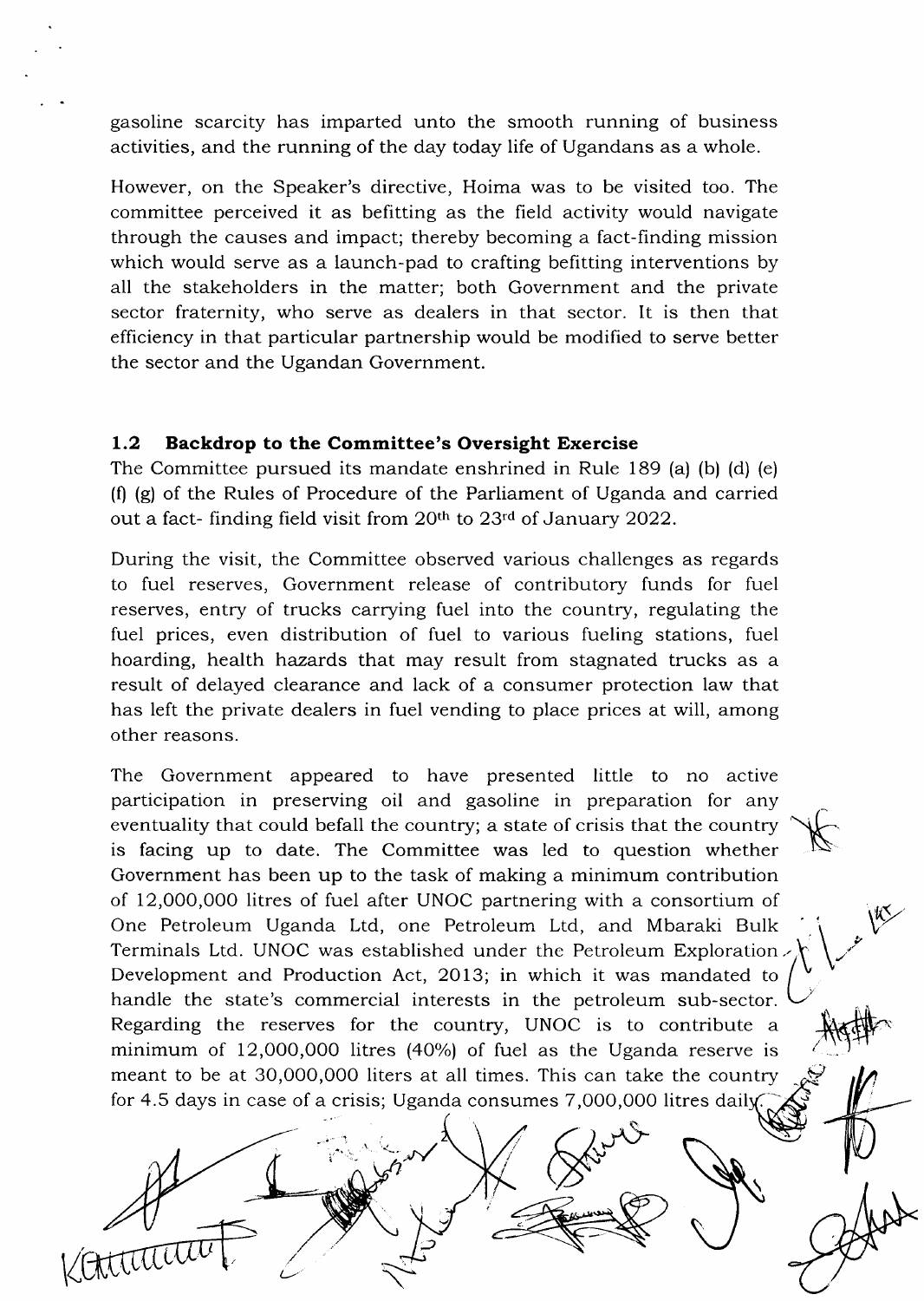gasoline scarcity has imparted unto the smooth running of business activities, and the running of the day today life of Ugandans as a whole.

However, on the Speaker's directive, Hoima was to be visited too. The committee perceived it as befitting as the field activity would navigate through the causes and impact; thereby becoming a fact-finding mission which would serve as a launch-pad to crafting befitting interventions by all the stakeholders in the matter; both Government and the private sector fraternity, who serve as dealers in that sector. It is then that efficiency in that particular partnership would be modified to serve better the sector and the Ugandan Government.

### 1.2 Backdrop to the Committee's Oversight Exercise

The Committee pursued its mandate enshrined in Rule 189 (a) (b) (d) (e) (f) (g) of the Rules of Procedure of the Parliament of Uganda and carried out a fact- finding field visit from 20th to 23rd of January 2022.

During the visit, the Committee observed various challenges as regards to fuel reserves, Government release of contributory funds for fuel reserves, entry of trucks carrying fuel into the country, regulating the fuel prices, even distribution of fuel to various fueling stations, fuel hoarding, health hazards that may result from stagnated trucks as a result of delayed clearance and lack of a consumer protection law that has left the private dealers in fuel vending to place prices at will, among other reasons.

The Government appeared to have presented little to no active participation in preserving oil and gasoline in preparation for any eventuality that could befall the country; a state of crisis that the country is facing up to date. The Committee was led to question whether Government has been up to the task of making a minimum contribution of 12,000,000 litres of fuel after UNOC partnering with a consortium of One Petroleum Uganda Ltd, one Petroleum Ltd, and Mbaraki Bulk Terminals Ltd. UNOC was established under the Petroleum Exploration Development and Production Act, 2013; in which it was mandated to handle the state's commercial interests in the petroleum sub-sector. Regarding the reserves for the country, UNOC is to contribute a minimum of 12,000,000 litres (40%) of fuel as the Uganda reserve is meant to be at 30,000,000 liters at all times. This can take the country for 4.5 days in case of a crisis; Uganda consumes 7,000,000 litres daily.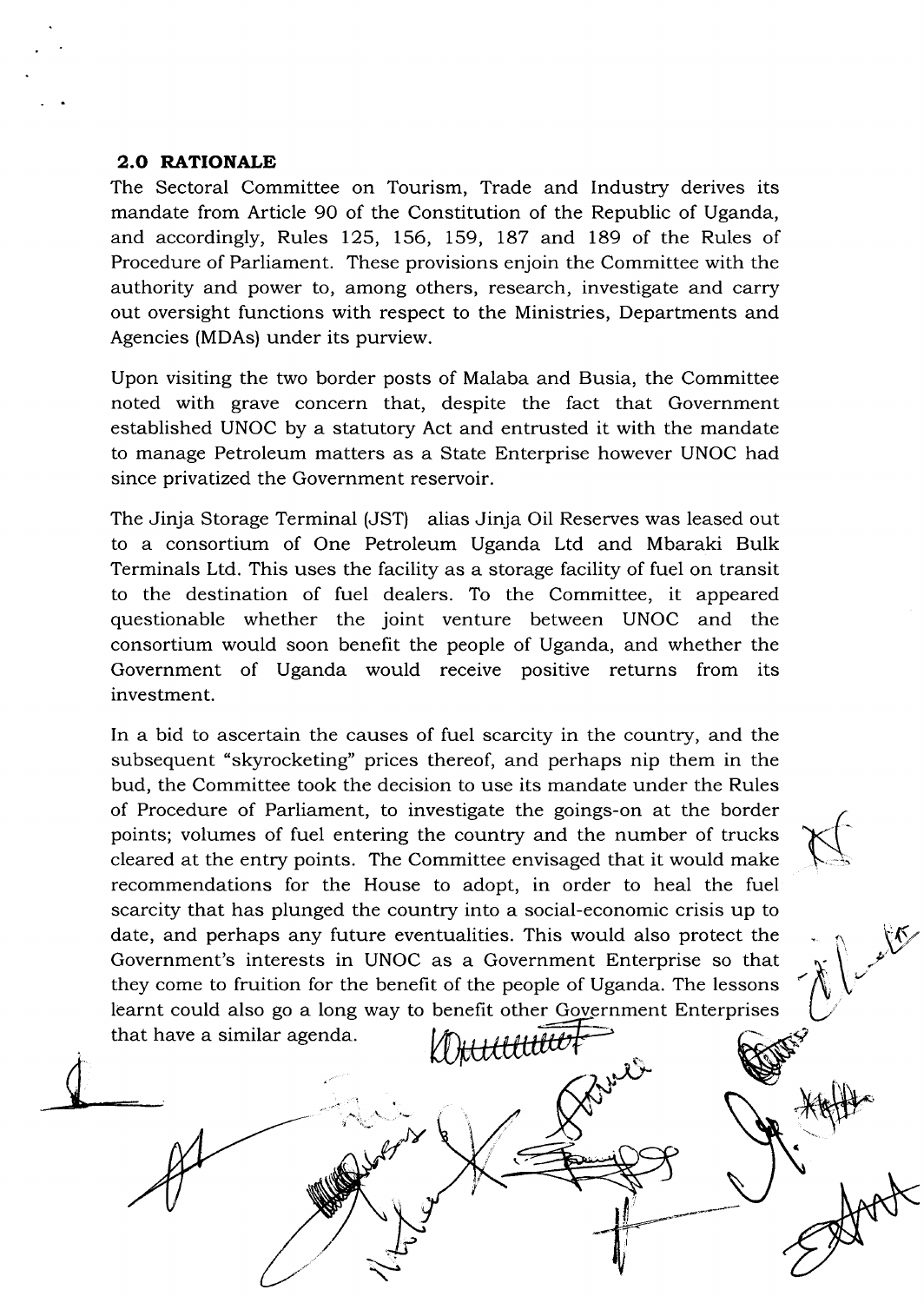## 2.0 RATIONALE

The Sectoral Committee on Tourism, Trade and Industry derives its mandate from Article 90 of the Constitution of the Republic of Uganda, and accordingly, Rules 125, 156, 159, 187 and 189 of the Rules of Procedure of Parliament. These provisions enjoin the Committee with the authority and power to, among others, research, investigate and carry out oversight functions with respect to the Ministries, Departments and Agencies (MDAs) under its purview.

Upon visiting the two border posts of Malaba and Busia, the Committee noted with grave concern that, despite the fact that Government established UNOC by a statutory Act and entrusted it with the mandate to manage Petroleum matters as a State Enterprise however UNOC had since privatized the Government reservoir.

The Jinja Storage Terminal (JST) alias Jinja Oil Reserves was leased out to a consortium of One Petroleum Uganda Ltd and Mbaraki Bulk Terminals Ltd. This uses the facility as a storage facility of fuel on transit to the destination of fuel dealers. To the Committee, it appeared questionable whether the joint venture between UNOC and the consortium would soon benefit the people of Uganda, and whether the Government of Uganda would receive positive returns from its investment.

In a bid to ascertain the causes of fuel scarcity in the country, and the subsequent "skyrocketing" prices thereof, and perhaps nip them in the bud, the Committee took the decision to use its mandate under the Rules of Procedure of Parliament, to investigate the goings-on at the border points; volumes of fuel entering the country and the number of trucks cleared at the entry points. The Committee envisaged that it would make recommendations for the House to adopt, in order to heal the fuel scarcity that has plunged the country into a social-economic crisis up to date, and perhaps any future eventualities. This would also protect the Government's interests in UNOC as a Government Enterprise so that they come to fruition for the benefit of the people of Uganda. The lessons learnt could also go a long way to benefit other Government Enterprises that have a similar agenda.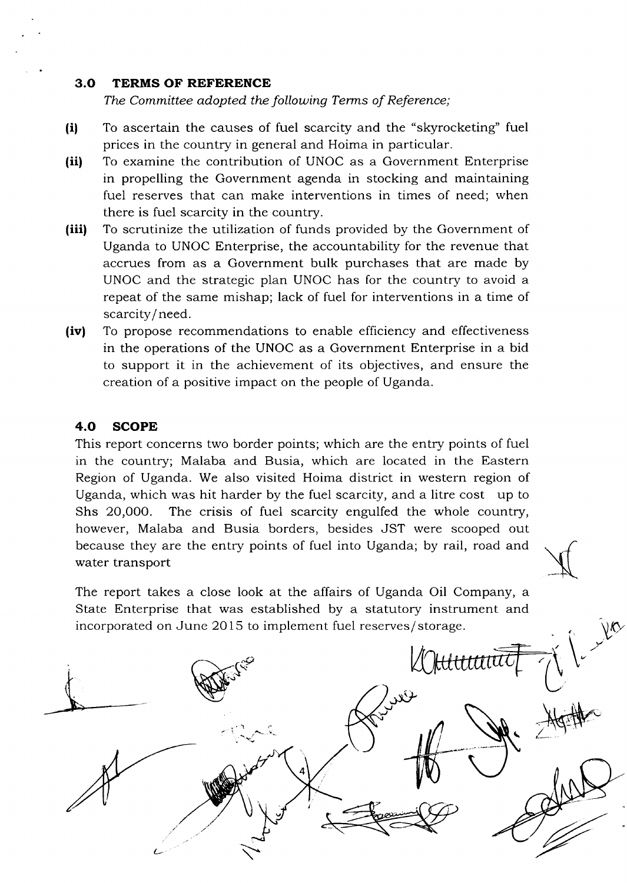## 3.0 TERMS OF REFERENCE

*The Committee adopted the following Terms of Reference;*

**(i)** To ascertain the causes of fuel scarcity and the "skyrocketing" fuel prices in the country in general and Hoima in particular.

**(ii)** To examine the contribution of UNOC as a Government Enterprise in propelling the Government agenda in stocking and maintaining fuel reserves that can make interventions in times of need; when there is fuel scarcity in the country.

**(iii)** To scrutinize the utilization of funds provided by the Government of Uganda to UNOC Enterprise, the accountability for the revenue that accrues from as a Government bulk purchases that are made by UNOC and the strategic plan UNOC has for the country to avoid a repeat of the same mishap; lack of fuel for interventions in a time of scarcity/need.

**(iv)** To propose recommendations to enable efficiency and effectiveness in the operations of the UNOC as a Government Enterprise in a bid to support it in the achievement of its objectives, and ensure the creation of a positive impact on the people of Uganda.

## 4.0 SCOPE

This report concerns two border points; which are the entry points of fuel in the country; Malaba and Busia, which are located in the Eastern Region of Uganda. We also visited Hoima district in western region of Uganda, which was hit harder by the fuel scarcity, and a litre cost up to Shs 20,000. The crisis of fuel scarcity engulfed the whole country, however, Malaba and Busia borders, besides JST were scooped out because they are the entry points of fuel into Uganda; by rail, road and water transport

The report takes a close look at the affairs of Uganda Oil Company, a State Enterprise that was established by a statutory instrument and incorporated on June 2015 to implement fuel reserves/storage.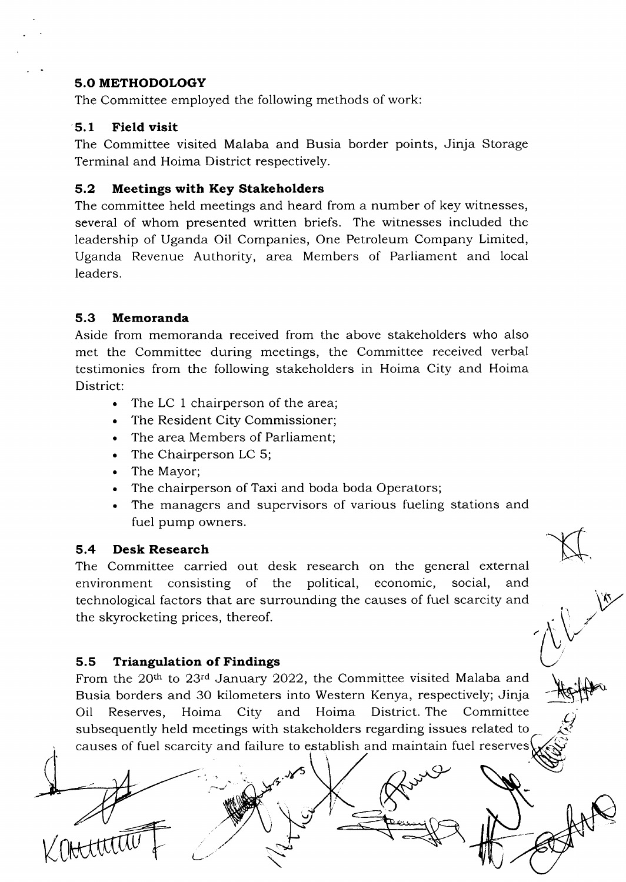## 5.0 METHODOLOGY

The Committee employed the following methods of work:

### 5.1 Field visit

The Committee visited Malaba and Busia border points, Jinja Storage Terminal and Hoima District respectively.

### 5.2 Meetings with Key Stakeholders

The committee held meetings and heard from a number of key witnesses, several of whom presented written briefs. The witnesses included the leadership of Uganda Oil Companies, One Petroleum Company Limited, Uganda Revenue Authority, area Members of Parliament and local leaders.

### 5.3 Memoranda

Aside from memoranda received from the above stakeholders who also met the Committee during meetings, the Committee received verbal testimonies from the following stakeholders in Hoima City and Hoima District:

- The LC 1 chairperson of the area;
- The Resident City Commissioner;
- The area Members of Parliament;
- The Chairperson LC 5;
- The Mayor;
- The chairperson of Taxi and boda boda Operators;
- The managers and supervisors of various fueling stations and fuel pump owners.

### 5.4 Desk Research

The Committee carried out desk research on the general external environment consisting of the political, economic, social, and technological factors that are surrounding the causes of fuel scarcity and the skyrocketing prices, thereof.

### 5.5 Triangulation of Findings

From the 20th to 23rd January 2022, the Committee visited Malaba and Busia borders and 30 kilometers into Western Kenya, respectively; Jinja Oil Reserves, Hoima City and Hoima District. The Committee subsequently held meetings with stakeholders regarding issues related to causes of fuel scarcity and failure to establish and maintain fuel reserves.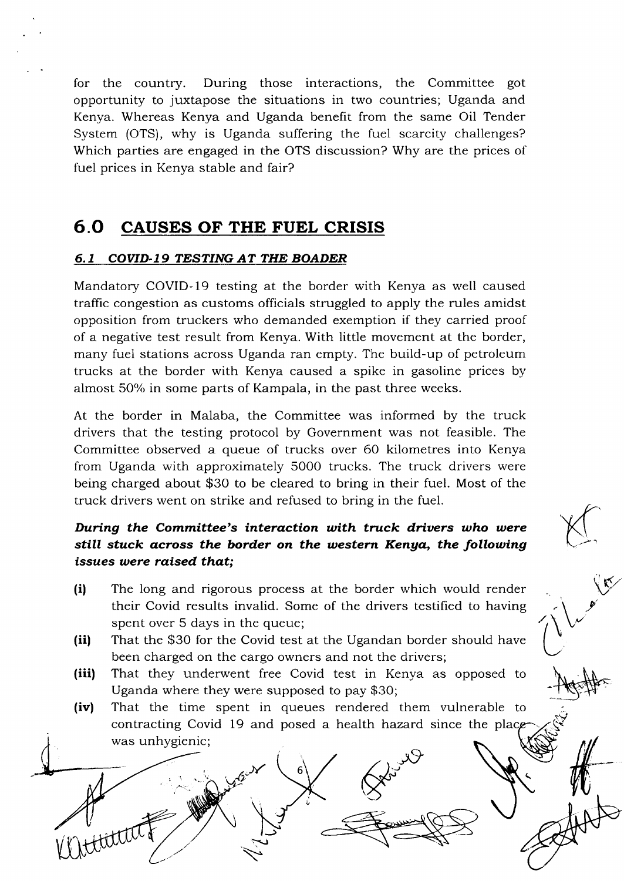for the country. During those interactions, the Committee got opportunity to juxtapose the situations in two countries; Uganda and Kenya. Whereas Kenya and Uganda benefit from the same Oil Tender System (OTS), why is Uganda suffering the fuel scarcity challenges? Which parties are engaged in the OTS discussion? Why are the prices of fuel prices in Kenya stable and fair?

# 6.0 CAUSES OF THE FUEL CRISIS

## 6.1 COVID-19 TESTING AT THE BOADER

Mandatory COVID-19 testing at the border with Kenya as well caused traffic congestion as customs officials struggled to apply the rules amidst opposition from truckers who demanded exemption if they carried proof of a negative test result from Kenya. With little movement at the border, many fuel stations across Uganda ran empty. The build-up of petroleum trucks at the border with Kenya caused a spike in gasoline prices by almost 50% in some parts of Kampala, in the past three weeks.

At the border in Malaba, the Committee was informed by the truck drivers that the testing protocol by Government was not feasible. The Committee observed a queue of trucks over 60 kilometres into Kenya from Uganda with approximately 5000 trucks. The truck drivers were being charged about $30 to be cleared to bring in their fuel. Most of the truck drivers went on strike and refused to bring in the fuel.

***During the Committee's interaction with truck drivers who were still stuck across the border on the western Kenya, the following issues were raised that;***

- **(i)** The long and rigorous process at the border which would render their Covid results invalid. Some of the drivers testified to having spent over 5 days in the queue;
- **(ii)** That the $30 for the Covid test at the Ugandan border should have been charged on the cargo owners and not the drivers;
- **(iii)** That they underwent free Covid test in Kenya as opposed to Uganda where they were supposed to pay $30;
- **(iv)** That the time spent in queues rendered them vulnerable to contracting Covid 19 and posed a health hazard since the place was unhygienic;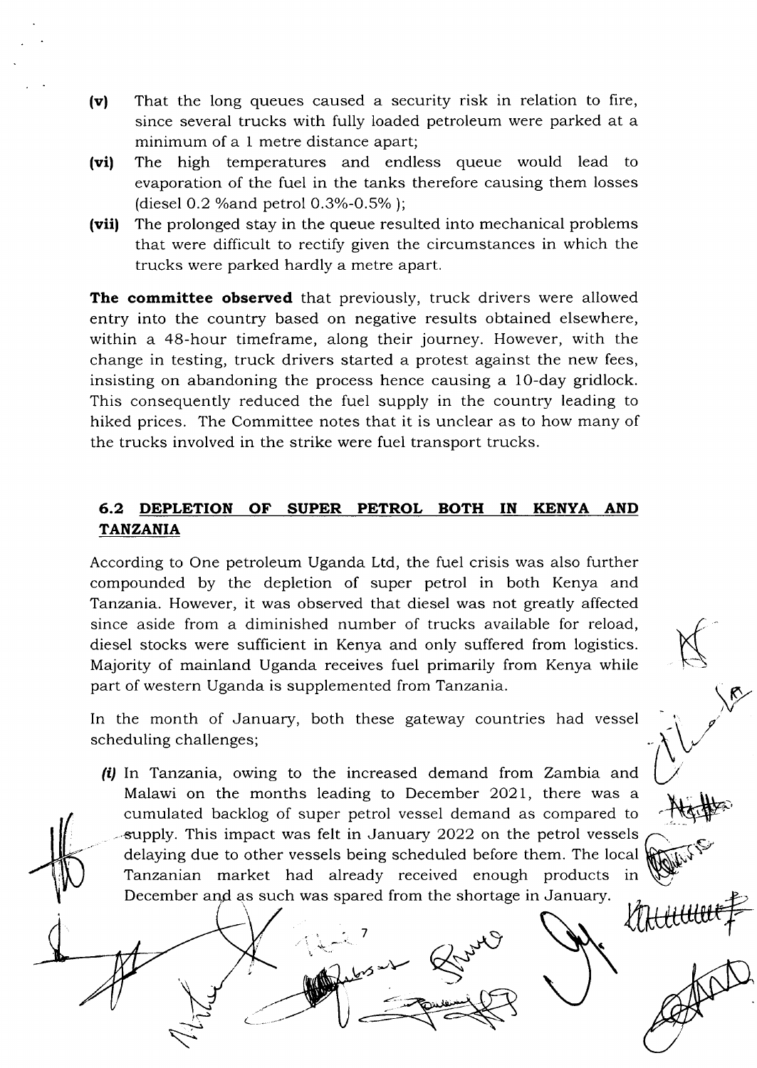- **(v)** That the long queues caused a security risk in relation to fire, since several trucks with fully loaded petroleum were parked at a minimum of a 1 metre distance apart;
- **(vi)** The high temperatures and endless queue would lead to evaporation of the fuel in the tanks therefore causing them losses (diesel 0.2 %and petrol 0.3%-0.5% );
- **(vii)** The prolonged stay in the queue resulted into mechanical problems that were difficult to rectify given the circumstances in which the trucks were parked hardly a metre apart.

**The committee observed** that previously, truck drivers were allowed entry into the country based on negative results obtained elsewhere, within a 48-hour timeframe, along their journey. However, with the change in testing, truck drivers started a protest against the new fees, insisting on abandoning the process hence causing a 10-day gridlock. This consequently reduced the fuel supply in the country leading to hiked prices. The Committee notes that it is unclear as to how many of the trucks involved in the strike were fuel transport trucks.

## 6.2 DEPLETION OF SUPER PETROL BOTH IN KENYA AND TANZANIA

According to One petroleum Uganda Ltd, the fuel crisis was also further compounded by the depletion of super petrol in both Kenya and Tanzania. However, it was observed that diesel was not greatly affected since aside from a diminished number of trucks available for reload, diesel stocks were sufficient in Kenya and only suffered from logistics. Majority of mainland Uganda receives fuel primarily from Kenya while part of western Uganda is supplemented from Tanzania.

In the month of January, both these gateway countries had vessel scheduling challenges;

- *(i)* In Tanzania, owing to the increased demand from Zambia and Malawi on the months leading to December 2021, there was a cumulated backlog of super petrol vessel demand as compared to supply. This impact was felt in January 2022 on the petrol vessels delaying due to other vessels being scheduled before them. The local Tanzanian market had already received enough products in December and as such was spared from the shortage in January.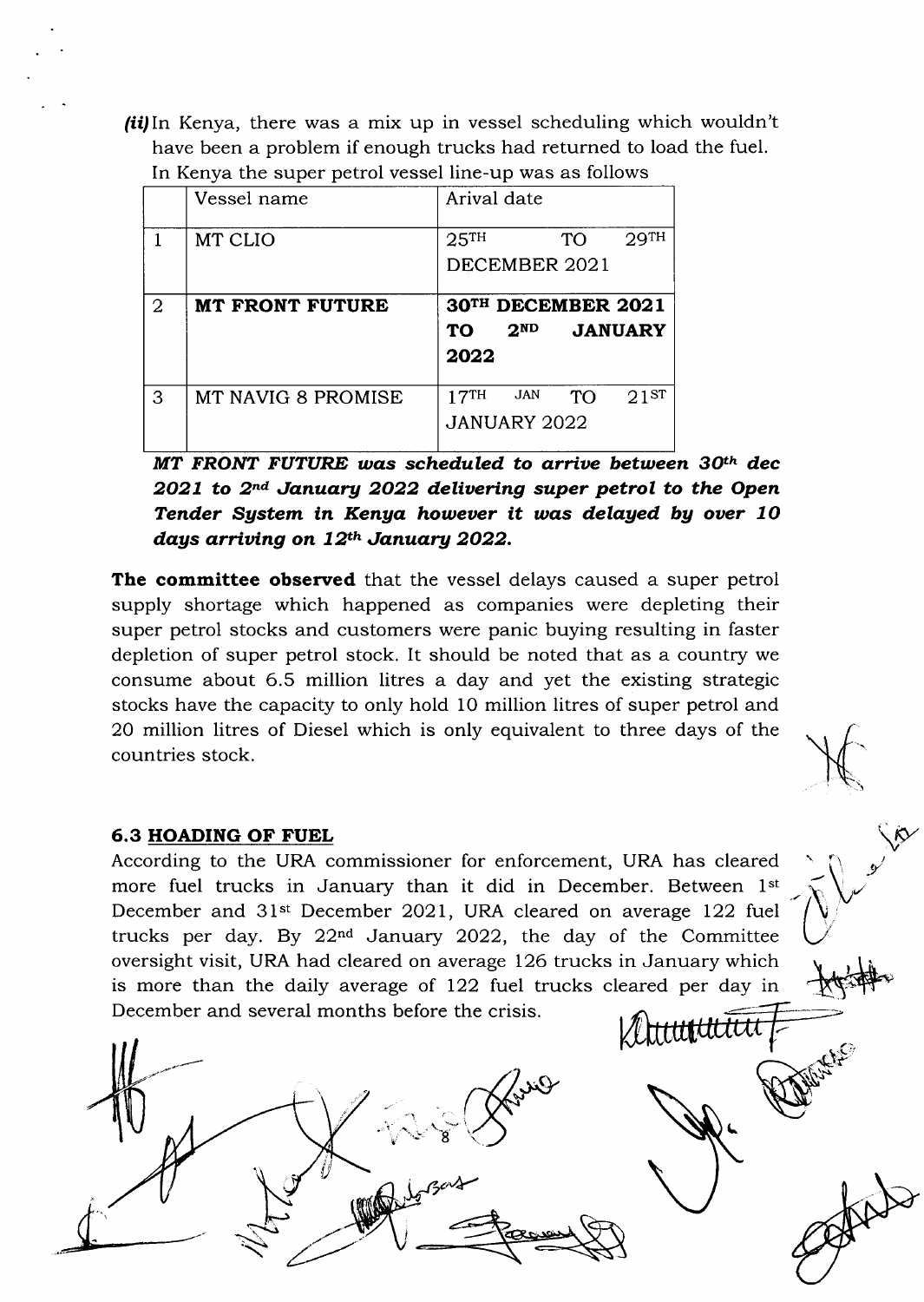*(ii)* In Kenya, there was a mix up in vessel scheduling which wouldn't have been a problem if enough trucks had returned to load the fuel. In Kenya the super petrol vessel line-up was as follows

| | Vessel name | Arival date |
|---|---|---|
| 1 | MT CLIO | 25TH TO 29TH DECEMBER 2021 |
| 2 | **MT FRONT FUTURE** | **30TH DECEMBER 2021 TO 2ND JANUARY 2022** |
| 3 | MT NAVIG 8 PROMISE | 17TH JAN TO 21ST JANUARY 2022 |

***MT FRONT FUTURE was scheduled to arrive between 30th dec 2021 to 2nd January 2022 delivering super petrol to the Open Tender System in Kenya however it was delayed by over 10 days arriving on 12th January 2022.***

**The committee observed** that the vessel delays caused a super petrol supply shortage which happened as companies were depleting their super petrol stocks and customers were panic buying resulting in faster depletion of super petrol stock. It should be noted that as a country we consume about 6.5 million litres a day and yet the existing strategic stocks have the capacity to only hold 10 million litres of super petrol and 20 million litres of Diesel which is only equivalent to three days of the countries stock.

### 6.3 HOADING OF FUEL

According to the URA commissioner for enforcement, URA has cleared more fuel trucks in January than it did in December. Between 1st December and 31st December 2021, URA cleared on average 122 fuel trucks per day. By 22nd January 2022, the day of the Committee oversight visit, URA had cleared on average 126 trucks in January which is more than the daily average of 122 fuel trucks cleared per day in December and several months before the crisis.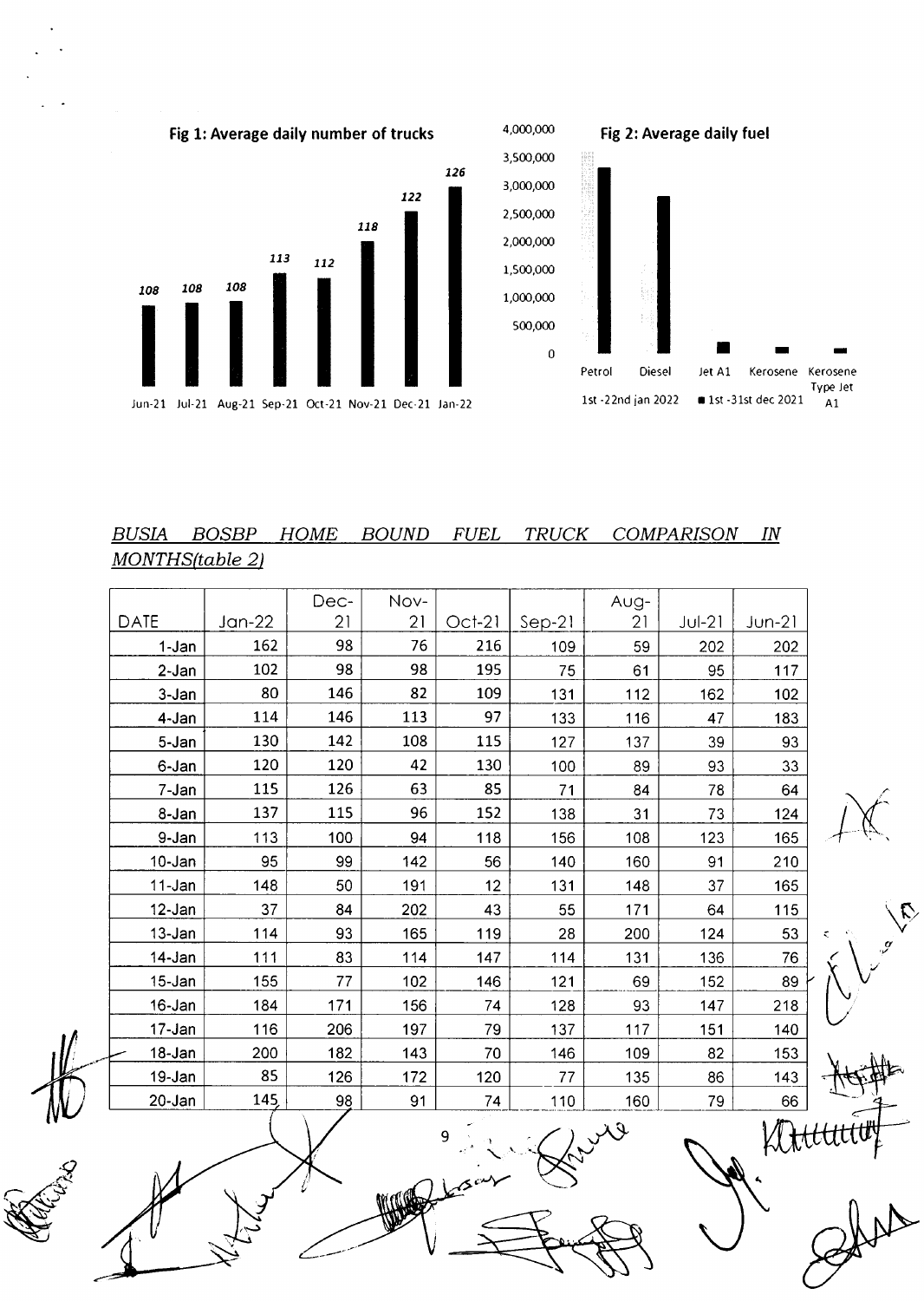**Fig 1: Average daily number of trucks**

| Jun-21 | Jul-21 | Aug-21 | Sep-21 | Oct-21 | Nov-21 | Dec-21 | Jan-22 |
|---|---|---|---|---|---|---|---|
| 108 | 108 | 108 | 113 | 112 | 118 | 122 | 126 |

**Fig 2: Average daily fuel**

Petrol, Diesel, Jet A1, Kerosene, Kerosene Type Jet A1

1st -22nd jan 2022 ■ 1st -31st dec 2021

*BUSIA BOSBP HOME BOUND FUEL TRUCK COMPARISON IN MONTHS(table 2)*

| DATE | Jan-22 | Dec-21 | Nov-21 | Oct-21 | Sep-21 | Aug-21 | Jul-21 | Jun-21 |
|---|---|---|---|---|---|---|---|---|
| 1-Jan | 162 | 98 | 76 | 216 | 109 | 59 | 202 | 202 |
| 2-Jan | 102 | 98 | 98 | 195 | 75 | 61 | 95 | 117 |
| 3-Jan | 80 | 146 | 82 | 109 | 131 | 112 | 162 | 102 |
| 4-Jan | 114 | 146 | 113 | 97 | 133 | 116 | 47 | 183 |
| 5-Jan | 130 | 142 | 108 | 115 | 127 | 137 | 39 | 93 |
| 6-Jan | 120 | 120 | 42 | 130 | 100 | 89 | 93 | 33 |
| 7-Jan | 115 | 126 | 63 | 85 | 71 | 84 | 78 | 64 |
| 8-Jan | 137 | 115 | 96 | 152 | 138 | 31 | 73 | 124 |
| 9-Jan | 113 | 100 | 94 | 118 | 156 | 108 | 123 | 165 |
| 10-Jan | 95 | 99 | 142 | 56 | 140 | 160 | 91 | 210 |
| 11-Jan | 148 | 50 | 191 | 12 | 131 | 148 | 37 | 165 |
| 12-Jan | 37 | 84 | 202 | 43 | 55 | 171 | 64 | 115 |
| 13-Jan | 114 | 93 | 165 | 119 | 28 | 200 | 124 | 53 |
| 14-Jan | 111 | 83 | 114 | 147 | 114 | 131 | 136 | 76 |
| 15-Jan | 155 | 77 | 102 | 146 | 121 | 69 | 152 | 89 |
| 16-Jan | 184 | 171 | 156 | 74 | 128 | 93 | 147 | 218 |
| 17-Jan | 116 | 206 | 197 | 79 | 137 | 117 | 151 | 140 |
| 18-Jan | 200 | 182 | 143 | 70 | 146 | 109 | 82 | 153 |
| 19-Jan | 85 | 126 | 172 | 120 | 77 | 135 | 86 | 143 |
| 20-Jan | 145 | 98 | 91 | 74 | 110 | 160 | 79 | 66 |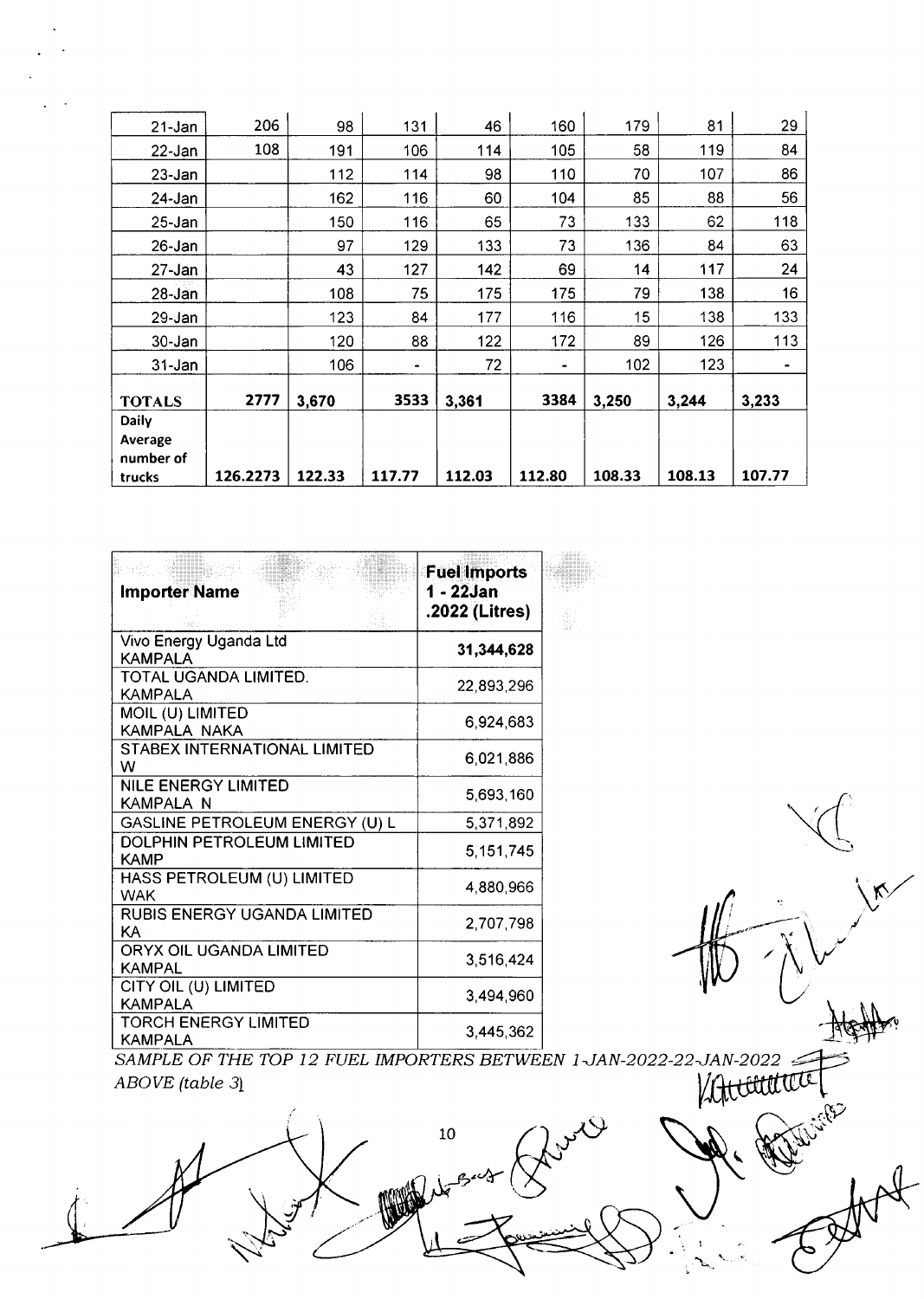| | | | | | | | | |
|---|---|---|---|---|---|---|---|---|
| 21-Jan | 206 | 98 | 131 | 46 | 160 | 179 | 81 | 29 |
| 22-Jan | 108 | 191 | 106 | 114 | 105 | 58 | 119 | 84 |
| 23-Jan | | 112 | 114 | 98 | 110 | 70 | 107 | 86 |
| 24-Jan | | 162 | 116 | 60 | 104 | 85 | 88 | 56 |
| 25-Jan | | 150 | 116 | 65 | 73 | 133 | 62 | 118 |
| 26-Jan | | 97 | 129 | 133 | 73 | 136 | 84 | 63 |
| 27-Jan | | 43 | 127 | 142 | 69 | 14 | 117 | 24 |
| 28-Jan | | 108 | 75 | 175 | 175 | 79 | 138 | 16 |
| 29-Jan | | 123 | 84 | 177 | 116 | 15 | 138 | 133 |
| 30-Jan | | 120 | 88 | 122 | 172 | 89 | 126 | 113 |
| 31-Jan | | 106 | - | 72 | - | 102 | 123 | - |
| **TOTALS** | **2777** | **3,670** | **3533** | **3,361** | **3384** | **3,250** | **3,244** | **3,233** |
| **Daily Average number of trucks** | **126.2273** | **122.33** | **117.77** | **112.03** | **112.80** | **108.33** | **108.13** | **107.77** |

| **Importer Name** | **Fuel Imports 1 - 22Jan .2022 (Litres)** |
|---|---|
| Vivo Energy Uganda Ltd KAMPALA | **31,344,628** |
| TOTAL UGANDA LIMITED. KAMPALA | 22,893,296 |
| MOIL (U) LIMITED KAMPALA NAKA | 6,924,683 |
| STABEX INTERNATIONAL LIMITED W | 6,021,886 |
| NILE ENERGY LIMITED KAMPALA N | 5,693,160 |
| GASLINE PETROLEUM ENERGY (U) L | 5,371,892 |
| DOLPHIN PETROLEUM LIMITED KAMP | 5,151,745 |
| HASS PETROLEUM (U) LIMITED WAK | 4,880,966 |
| RUBIS ENERGY UGANDA LIMITED KA | 2,707,798 |
| ORYX OIL UGANDA LIMITED KAMPAL | 3,516,424 |
| CITY OIL (U) LIMITED KAMPALA | 3,494,960 |
| TORCH ENERGY LIMITED KAMPALA | 3,445,362 |

*SAMPLE OF THE TOP 12 FUEL IMPORTERS BETWEEN 1-JAN-2022-22-JAN-2022 ABOVE (table 3)*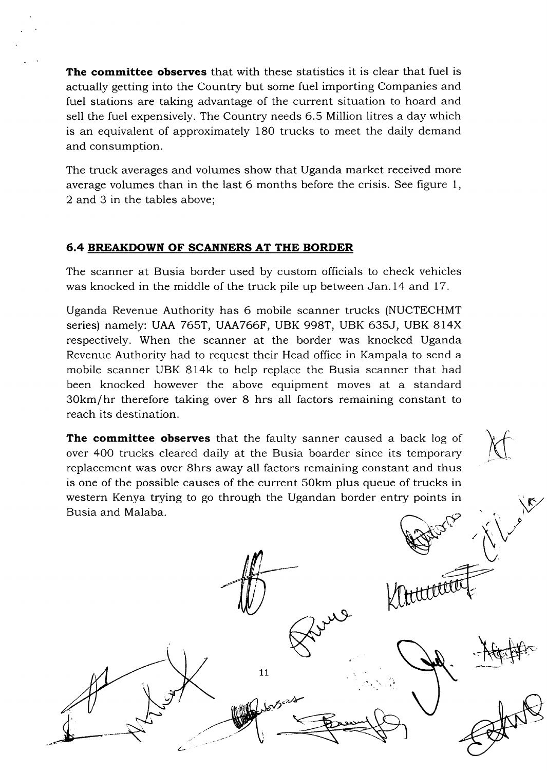**The committee observes** that with these statistics it is clear that fuel is actually getting into the Country but some fuel importing Companies and fuel stations are taking advantage of the current situation to hoard and sell the fuel expensively. The Country needs 6.5 Million litres a day which is an equivalent of approximately 180 trucks to meet the daily demand and consumption.

The truck averages and volumes show that Uganda market received more average volumes than in the last 6 months before the crisis. See figure 1, 2 and 3 in the tables above;

### 6.4 BREAKDOWN OF SCANNERS AT THE BORDER

The scanner at Busia border used by custom officials to check vehicles was knocked in the middle of the truck pile up between Jan.14 and 17.

Uganda Revenue Authority has 6 mobile scanner trucks (NUCTECHMT series) namely: UAA 765T, UAA766F, UBK 998T, UBK 635J, UBK 814X respectively. When the scanner at the border was knocked Uganda Revenue Authority had to request their Head office in Kampala to send a mobile scanner UBK 814k to help replace the Busia scanner that had been knocked however the above equipment moves at a standard 30km/hr therefore taking over 8 hrs all factors remaining constant to reach its destination.

**The committee observes** that the faulty sanner caused a back log of over 400 trucks cleared daily at the Busia boarder since its temporary replacement was over 8hrs away all factors remaining constant and thus is one of the possible causes of the current 50km plus queue of trucks in western Kenya trying to go through the Ugandan border entry points in Busia and Malaba.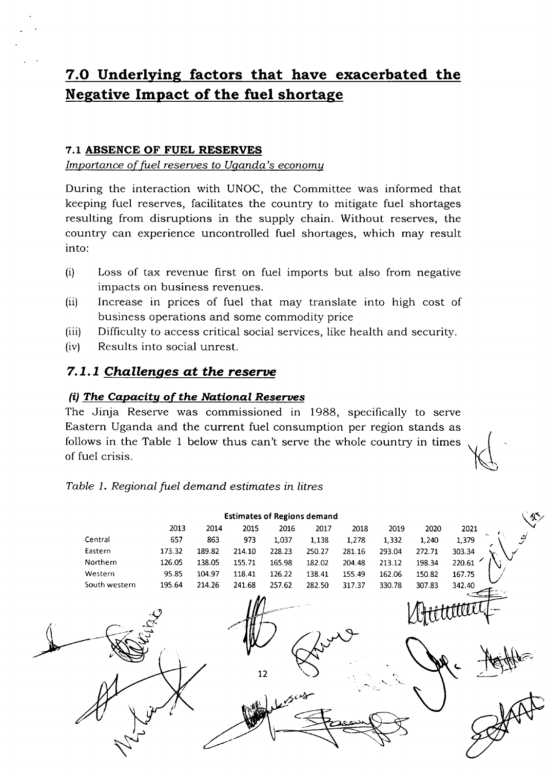# 7.0 Underlying factors that have exacerbated the Negative Impact of the fuel shortage

### 7.1 ABSENCE OF FUEL RESERVES

*Importance of fuel reserves to Uganda's economy*

During the interaction with UNOC, the Committee was informed that keeping fuel reserves, facilitates the country to mitigate fuel shortages resulting from disruptions in the supply chain. Without reserves, the country can experience uncontrolled fuel shortages, which may result into:

(i) Loss of tax revenue first on fuel imports but also from negative impacts on business revenues.

(ii) Increase in prices of fuel that may translate into high cost of business operations and some commodity price

(iii) Difficulty to access critical social services, like health and security.

(iv) Results into social unrest.

## *7.1.1 Challenges at the reserve*

### *(i) The Capacity of the National Reserves*

The Jinja Reserve was commissioned in 1988, specifically to serve Eastern Uganda and the current fuel consumption per region stands as follows in the Table 1 below thus can't serve the whole country in times of fuel crisis.

*Table 1. Regional fuel demand estimates in litres*

**Estimates of Regions demand**

| | 2013 | 2014 | 2015 | 2016 | 2017 | 2018 | 2019 | 2020 | 2021 |
|---|---|---|---|---|---|---|---|---|---|
| Central | 657 | 863 | 973 | 1,037 | 1,138 | 1,278 | 1,332 | 1,240 | 1,379 |
| Eastern | 173.32 | 189.82 | 214.10 | 228.23 | 250.27 | 281.16 | 293.04 | 272.71 | 303.34 |
| Northern | 126.05 | 138.05 | 155.71 | 165.98 | 182.02 | 204.48 | 213.12 | 198.34 | 220.61 |
| Western | 95.85 | 104.97 | 118.41 | 126.22 | 138.41 | 155.49 | 162.06 | 150.82 | 167.75 |
| South western | 195.64 | 214.26 | 241.68 | 257.62 | 282.50 | 317.37 | 330.78 | 307.83 | 342.40 |